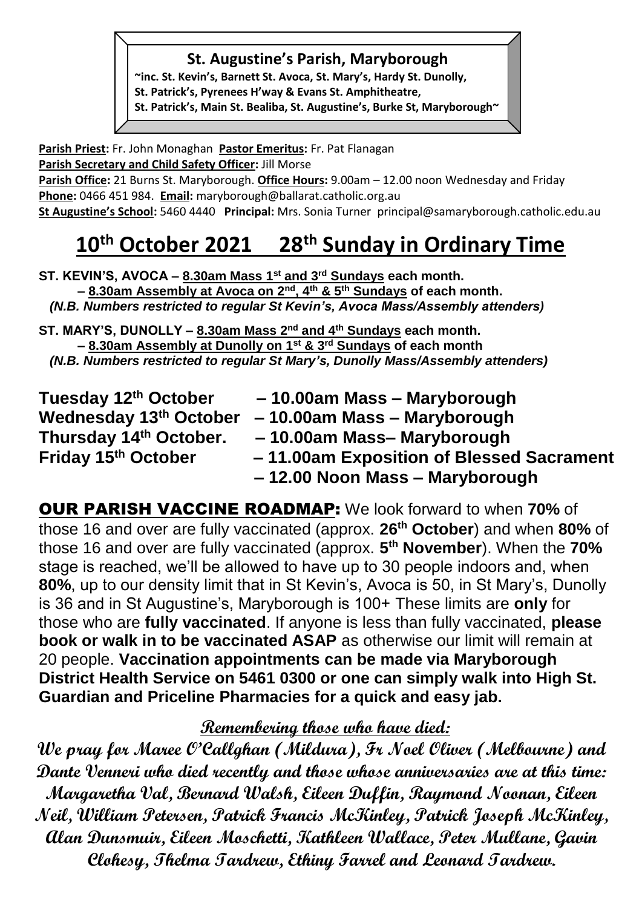**St. Augustine's Parish, Maryborough**

~inc. St. Kevin's, Barnett St. Avoca, St. Mary's, Hardy St. Dunolly, St. Patrick's, Pyrenees H'way & Evans St. Amphitheatre, St. Patrick's, Main St. Bealiba, St. Augustine's, Burke St, Maryborough~

**Parish Priest:** Fr. John Monaghan **Pastor Emeritus:** Fr. Pat Flanagan
**Parish Secretary and Child Safety Officer:** Jill Morse
**Parish Office:** 21 Burns St. Maryborough. **Office Hours:** 9.00am – 12.00 noon Wednesday and Friday
**Phone:** 0466 451 984. **Email:** maryborough@ballarat.catholic.org.au
**St Augustine's School:** 5460 4440 **Principal:** Mrs. Sonia Turner principal@samaryborough.catholic.edu.au

# 10th October 2021 28th Sunday in Ordinary Time

**ST. KEVIN'S, AVOCA – 8.30am Mass 1st and 3rd Sundays each month.**
**– 8.30am Assembly at Avoca on 2nd, 4th & 5th Sundays of each month.**
***(N.B. Numbers restricted to regular St Kevin's, Avoca Mass/Assembly attenders)***

**ST. MARY'S, DUNOLLY – 8.30am Mass 2nd and 4th Sundays each month.**
**– 8.30am Assembly at Dunolly on 1st & 3rd Sundays of each month**
***(N.B. Numbers restricted to regular St Mary's, Dunolly Mass/Assembly attenders)***

**Tuesday 12th October – 10.00am Mass – Maryborough**
**Wednesday 13th October – 10.00am Mass – Maryborough**
**Thursday 14th October. – 10.00am Mass– Maryborough**
**Friday 15th October – 11.00am Exposition of Blessed Sacrament**
**– 12.00 Noon Mass – Maryborough**

**OUR PARISH VACCINE ROADMAP:** We look forward to when **70%** of those 16 and over are fully vaccinated (approx. **26th October**) and when **80%** of those 16 and over are fully vaccinated (approx. **5th November**). When the **70%** stage is reached, we'll be allowed to have up to 30 people indoors and, when **80%**, up to our density limit that in St Kevin's, Avoca is 50, in St Mary's, Dunolly is 36 and in St Augustine's, Maryborough is 100+ These limits are **only** for those who are **fully vaccinated**. If anyone is less than fully vaccinated, **please book or walk in to be vaccinated ASAP** as otherwise our limit will remain at 20 people. **Vaccination appointments can be made via Maryborough District Health Service on 5461 0300 or one can simply walk into High St. Guardian and Priceline Pharmacies for a quick and easy jab.**

**Remembering those who have died:**

**We pray for Maree O'Callghan (Mildura), Fr Noel Oliver (Melbourne) and Dante Venneri who died recently and those whose anniversaries are at this time: Margaretha Val, Bernard Walsh, Eileen Duffin, Raymond Noonan, Eileen Neil, William Petersen, Patrick Francis McKinley, Patrick Joseph McKinley, Alan Dunsmuir, Eileen Moschetti, Kathleen Wallace, Peter Mullane, Gavin Clohesy, Thelma Tardrew, Ethiny Farrel and Leonard Tardrew.**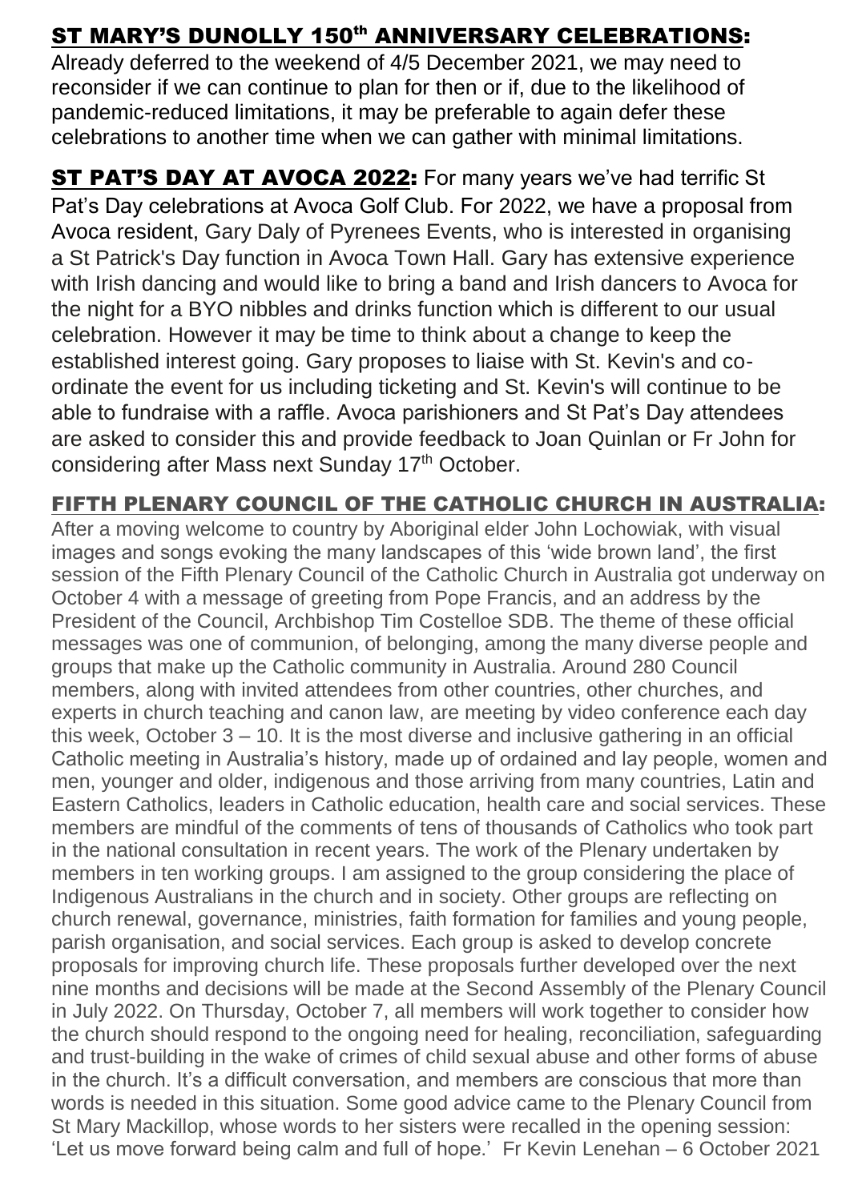## ST MARY'S DUNOLLY 150th ANNIVERSARY CELEBRATIONS:

Already deferred to the weekend of 4/5 December 2021, we may need to reconsider if we can continue to plan for then or if, due to the likelihood of pandemic-reduced limitations, it may be preferable to again defer these celebrations to another time when we can gather with minimal limitations.

**ST PAT'S DAY AT AVOCA 2022:** For many years we've had terrific St Pat's Day celebrations at Avoca Golf Club. For 2022, we have a proposal from Avoca resident, Gary Daly of Pyrenees Events, who is interested in organising a St Patrick's Day function in Avoca Town Hall. Gary has extensive experience with Irish dancing and would like to bring a band and Irish dancers to Avoca for the night for a BYO nibbles and drinks function which is different to our usual celebration. However it may be time to think about a change to keep the established interest going. Gary proposes to liaise with St. Kevin's and co-ordinate the event for us including ticketing and St. Kevin's will continue to be able to fundraise with a raffle. Avoca parishioners and St Pat's Day attendees are asked to consider this and provide feedback to Joan Quinlan or Fr John for considering after Mass next Sunday 17th October.

## FIFTH PLENARY COUNCIL OF THE CATHOLIC CHURCH IN AUSTRALIA:

After a moving welcome to country by Aboriginal elder John Lochowiak, with visual images and songs evoking the many landscapes of this 'wide brown land', the first session of the Fifth Plenary Council of the Catholic Church in Australia got underway on October 4 with a message of greeting from Pope Francis, and an address by the President of the Council, Archbishop Tim Costelloe SDB. The theme of these official messages was one of communion, of belonging, among the many diverse people and groups that make up the Catholic community in Australia. Around 280 Council members, along with invited attendees from other countries, other churches, and experts in church teaching and canon law, are meeting by video conference each day this week, October 3 – 10. It is the most diverse and inclusive gathering in an official Catholic meeting in Australia's history, made up of ordained and lay people, women and men, younger and older, indigenous and those arriving from many countries, Latin and Eastern Catholics, leaders in Catholic education, health care and social services. These members are mindful of the comments of tens of thousands of Catholics who took part in the national consultation in recent years. The work of the Plenary undertaken by members in ten working groups. I am assigned to the group considering the place of Indigenous Australians in the church and in society. Other groups are reflecting on church renewal, governance, ministries, faith formation for families and young people, parish organisation, and social services. Each group is asked to develop concrete proposals for improving church life. These proposals further developed over the next nine months and decisions will be made at the Second Assembly of the Plenary Council in July 2022. On Thursday, October 7, all members will work together to consider how the church should respond to the ongoing need for healing, reconciliation, safeguarding and trust-building in the wake of crimes of child sexual abuse and other forms of abuse in the church. It's a difficult conversation, and members are conscious that more than words is needed in this situation. Some good advice came to the Plenary Council from St Mary Mackillop, whose words to her sisters were recalled in the opening session: 'Let us move forward being calm and full of hope.' Fr Kevin Lenehan – 6 October 2021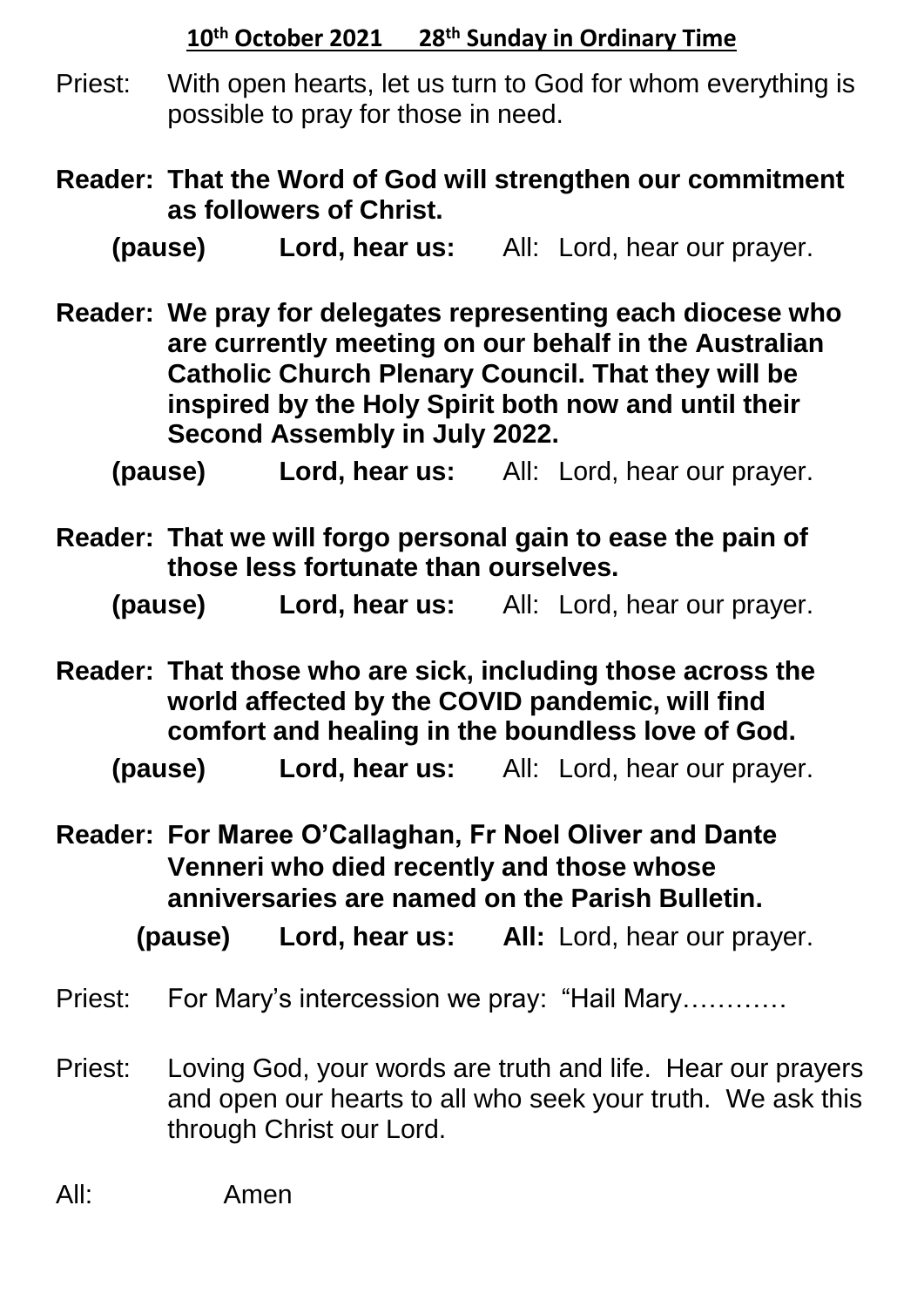**10th October 2021 28th Sunday in Ordinary Time**

Priest: With open hearts, let us turn to God for whom everything is possible to pray for those in need.

**Reader: That the Word of God will strengthen our commitment as followers of Christ.**

**(pause) Lord, hear us:** All: Lord, hear our prayer.

**Reader: We pray for delegates representing each diocese who are currently meeting on our behalf in the Australian Catholic Church Plenary Council. That they will be inspired by the Holy Spirit both now and until their Second Assembly in July 2022.**

**(pause) Lord, hear us:** All: Lord, hear our prayer.

**Reader: That we will forgo personal gain to ease the pain of those less fortunate than ourselves.**

**(pause) Lord, hear us:** All: Lord, hear our prayer.

**Reader: That those who are sick, including those across the world affected by the COVID pandemic, will find comfort and healing in the boundless love of God.**

**(pause) Lord, hear us:** All: Lord, hear our prayer.

**Reader: For Maree O'Callaghan, Fr Noel Oliver and Dante Venneri who died recently and those whose anniversaries are named on the Parish Bulletin.**

**(pause) Lord, hear us: All:** Lord, hear our prayer.

Priest: For Mary's intercession we pray: "Hail Mary…………

Priest: Loving God, your words are truth and life. Hear our prayers and open our hearts to all who seek your truth. We ask this through Christ our Lord.

All: Amen